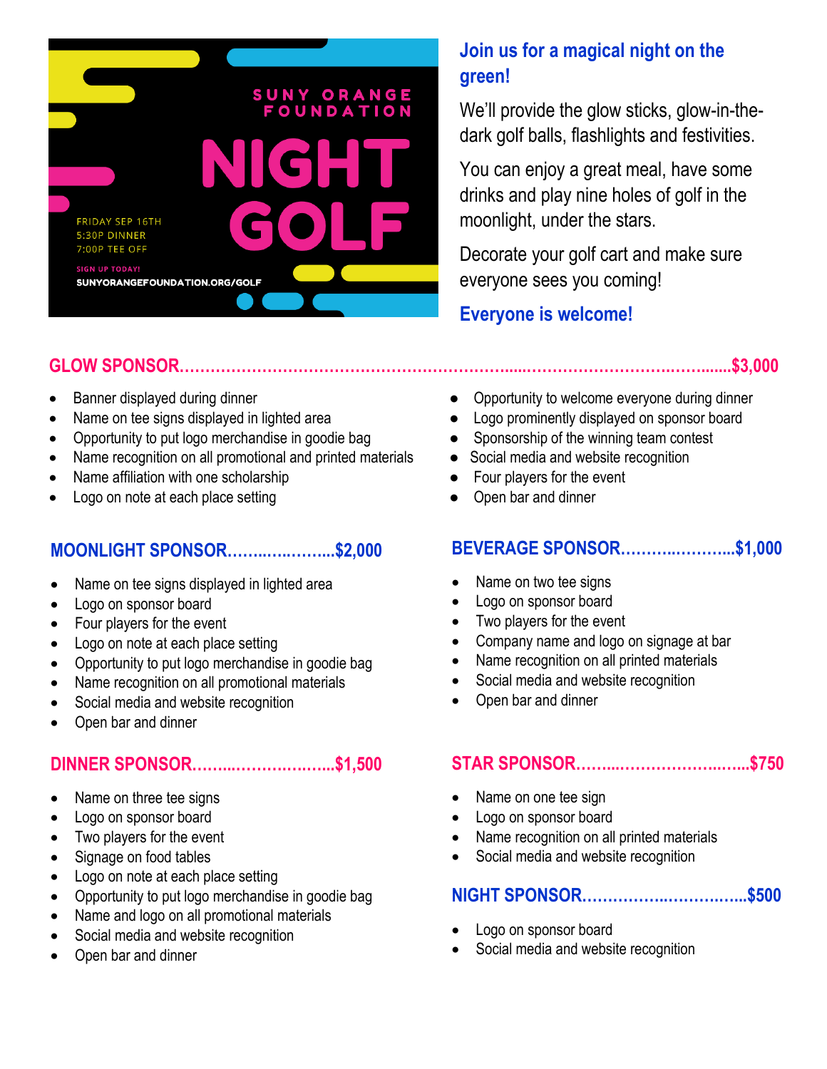SUNY ORANGE FOUNDATION

# NIGHT GOLF

FRIDAY SEP 16TH
5:30P DINNER
7:00P TEE OFF

SIGN UP TODAY!
SUNYORANGEFOUNDATION.ORG/GOLF

## Join us for a magical night on the green!

We'll provide the glow sticks, glow-in-the-dark golf balls, flashlights and festivities.

You can enjoy a great meal, have some drinks and play nine holes of golf in the moonlight, under the stars.

Decorate your golf cart and make sure everyone sees you coming!

**Everyone is welcome!**

## GLOW SPONSOR……………………………………………………………$3,000

- Banner displayed during dinner
- Name on tee signs displayed in lighted area
- Opportunity to put logo merchandise in goodie bag
- Name recognition on all promotional and printed materials
- Name affiliation with one scholarship
- Logo on note at each place setting
- Opportunity to welcome everyone during dinner
- Logo prominently displayed on sponsor board
- Sponsorship of the winning team contest
- Social media and website recognition
- Four players for the event
- Open bar and dinner

## MOONLIGHT SPONSOR………………….$2,000

- Name on tee signs displayed in lighted area
- Logo on sponsor board
- Four players for the event
- Logo on note at each place setting
- Opportunity to put logo merchandise in goodie bag
- Name recognition on all promotional materials
- Social media and website recognition
- Open bar and dinner

## DINNER SPONSOR…………………….$1,500

- Name on three tee signs
- Logo on sponsor board
- Two players for the event
- Signage on food tables
- Logo on note at each place setting
- Opportunity to put logo merchandise in goodie bag
- Name and logo on all promotional materials
- Social media and website recognition
- Open bar and dinner

## BEVERAGE SPONSOR…………………..$1,000

- Name on two tee signs
- Logo on sponsor board
- Two players for the event
- Company name and logo on signage at bar
- Name recognition on all printed materials
- Social media and website recognition
- Open bar and dinner

## STAR SPONSOR…………………………..$750

- Name on one tee sign
- Logo on sponsor board
- Name recognition on all printed materials
- Social media and website recognition

## NIGHT SPONSOR…………………………..$500

- Logo on sponsor board
- Social media and website recognition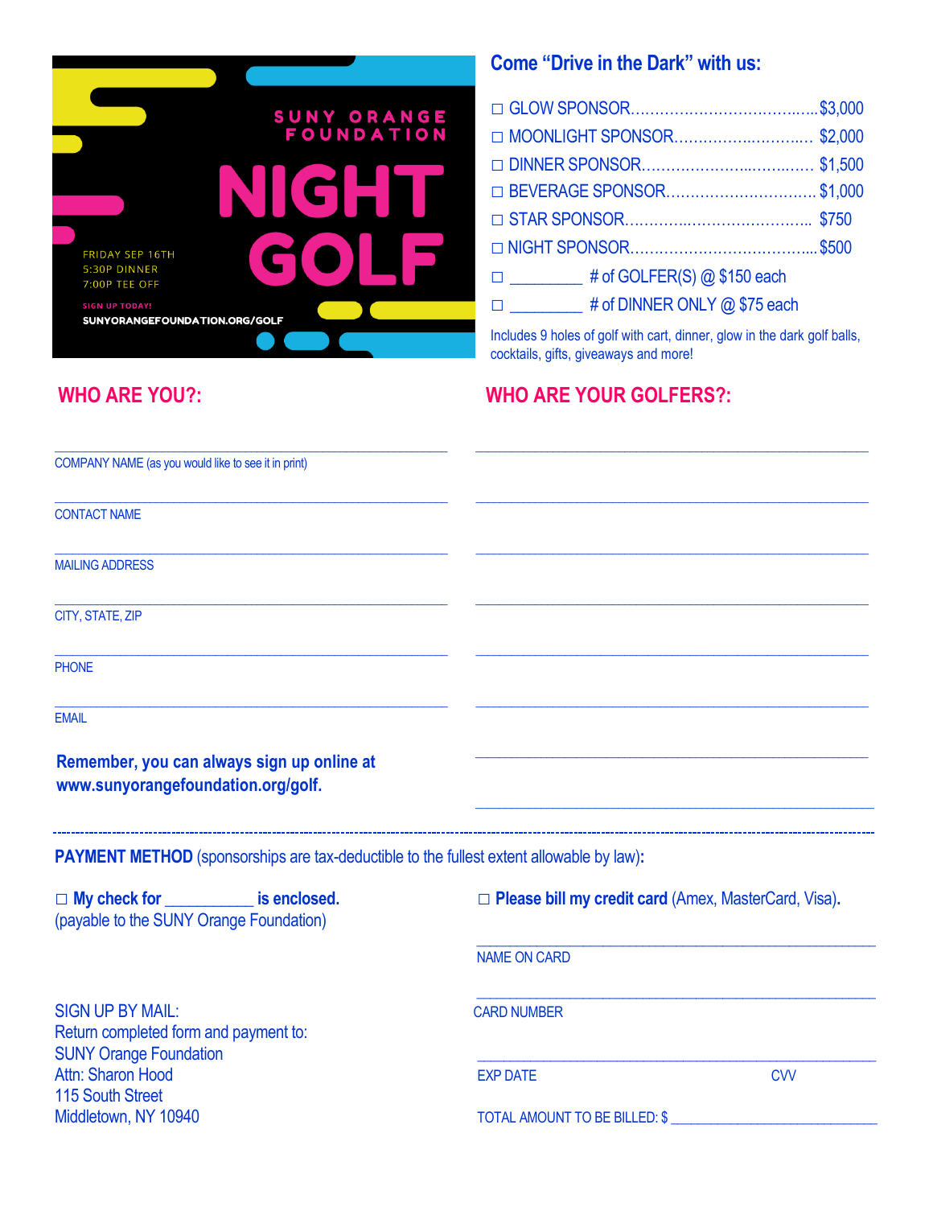SUNY ORANGE FOUNDATION

# NIGHT GOLF

FRIDAY SEP 16TH
5:30P DINNER
7:00P TEE OFF

SIGN UP TODAY!
SUNYORANGEFOUNDATION.ORG/GOLF

## Come "Drive in the Dark" with us:

☐ GLOW SPONSOR……………………………………$3,000
☐ MOONLIGHT SPONSOR………………………… $2,000
☐ DINNER SPONSOR……………………………… $1,500
☐ BEVERAGE SPONSOR………………………… $1,000
☐ STAR SPONSOR………………………………… $750
☐ NIGHT SPONSOR…………………………………$500
☐ ________ # of GOLFER(S) @ $150 each
☐ ________ # of DINNER ONLY @ $75 each

Includes 9 holes of golf with cart, dinner, glow in the dark golf balls, cocktails, gifts, giveaways and more!

## WHO ARE YOU?:

_______________________________________________
COMPANY NAME (as you would like to see it in print)

_______________________________________________
CONTACT NAME

_______________________________________________
MAILING ADDRESS

_______________________________________________
CITY, STATE, ZIP

_______________________________________________
PHONE

_______________________________________________
EMAIL

**Remember, you can always sign up online at www.sunyorangefoundation.org/golf.**

## WHO ARE YOUR GOLFERS?:

_______________________________________________

_______________________________________________

_______________________________________________

_______________________________________________

_______________________________________________

_______________________________________________

_______________________________________________

_______________________________________________

---

**PAYMENT METHOD** (sponsorships are tax-deductible to the fullest extent allowable by law)**:**

☐ **My check for __________ is enclosed.**
(payable to the SUNY Orange Foundation)

☐ **Please bill my credit card** (Amex, MasterCard, Visa)**.**

_______________________________________________
NAME ON CARD

_______________________________________________
CARD NUMBER

_______________________________________________
EXP DATE CVV

TOTAL AMOUNT TO BE BILLED: $ ________________________

SIGN UP BY MAIL:
Return completed form and payment to:
SUNY Orange Foundation
Attn: Sharon Hood
115 South Street
Middletown, NY 10940